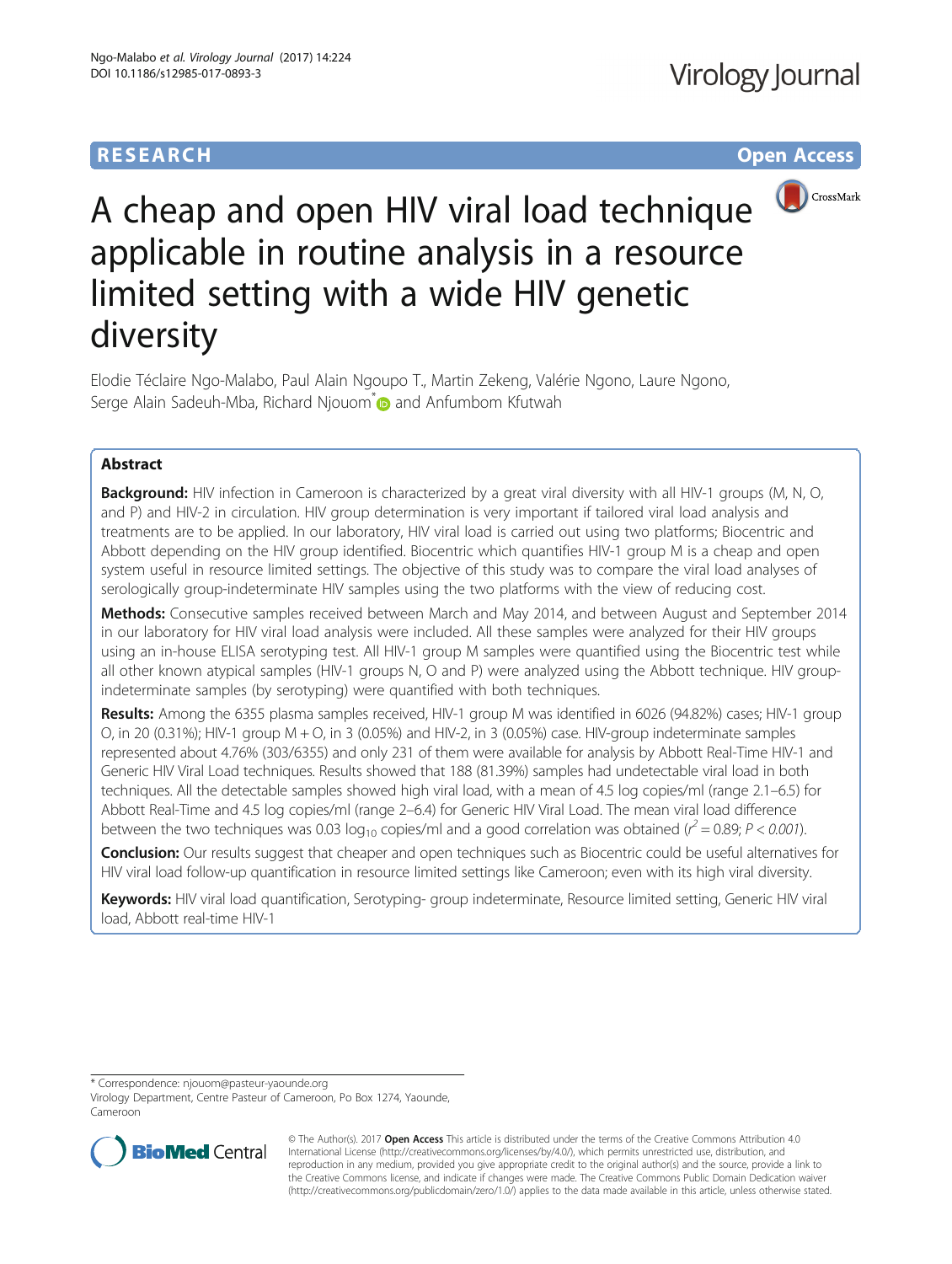# RESEARCH

**Open Access**

# A cheap and open HIV viral load technique applicable in routine analysis in a resource limited setting with a wide HIV genetic diversity

Elodie Téclaire Ngo-Malabo, Paul Alain Ngoupo T., Martin Zekeng, Valérie Ngono, Laure Ngono, Serge Alain Sadeuh-Mba, Richard Njouom* and Anfumbom Kfutwah

## Abstract

**Background:** HIV infection in Cameroon is characterized by a great viral diversity with all HIV-1 groups (M, N, O, and P) and HIV-2 in circulation. HIV group determination is very important if tailored viral load analysis and treatments are to be applied. In our laboratory, HIV viral load is carried out using two platforms; Biocentric and Abbott depending on the HIV group identified. Biocentric which quantifies HIV-1 group M is a cheap and open system useful in resource limited settings. The objective of this study was to compare the viral load analyses of serologically group-indeterminate HIV samples using the two platforms with the view of reducing cost.

**Methods:** Consecutive samples received between March and May 2014, and between August and September 2014 in our laboratory for HIV viral load analysis were included. All these samples were analyzed for their HIV groups using an in-house ELISA serotyping test. All HIV-1 group M samples were quantified using the Biocentric test while all other known atypical samples (HIV-1 groups N, O and P) were analyzed using the Abbott technique. HIV group-indeterminate samples (by serotyping) were quantified with both techniques.

**Results:** Among the 6355 plasma samples received, HIV-1 group M was identified in 6026 (94.82%) cases; HIV-1 group O, in 20 (0.31%); HIV-1 group M + O, in 3 (0.05%) and HIV-2, in 3 (0.05%) case. HIV-group indeterminate samples represented about 4.76% (303/6355) and only 231 of them were available for analysis by Abbott Real-Time HIV-1 and Generic HIV Viral Load techniques. Results showed that 188 (81.39%) samples had undetectable viral load in both techniques. All the detectable samples showed high viral load, with a mean of 4.5 log copies/ml (range 2.1–6.5) for Abbott Real-Time and 4.5 log copies/ml (range 2–6.4) for Generic HIV Viral Load. The mean viral load difference between the two techniques was 0.03 $log_{10}$ copies/ml and a good correlation was obtained ($r^2 = 0.89$; $P < 0.001$).

**Conclusion:** Our results suggest that cheaper and open techniques such as Biocentric could be useful alternatives for HIV viral load follow-up quantification in resource limited settings like Cameroon; even with its high viral diversity.

**Keywords:** HIV viral load quantification, Serotyping- group indeterminate, Resource limited setting, Generic HIV viral load, Abbott real-time HIV-1

---

\* Correspondence: njouom@pasteur-yaounde.org
Virology Department, Centre Pasteur of Cameroon, Po Box 1274, Yaounde, Cameroon

© The Author(s). 2017 **Open Access** This article is distributed under the terms of the Creative Commons Attribution 4.0 International License (http://creativecommons.org/licenses/by/4.0/), which permits unrestricted use, distribution, and reproduction in any medium, provided you give appropriate credit to the original author(s) and the source, provide a link to the Creative Commons license, and indicate if changes were made. The Creative Commons Public Domain Dedication waiver (http://creativecommons.org/publicdomain/zero/1.0/) applies to the data made available in this article, unless otherwise stated.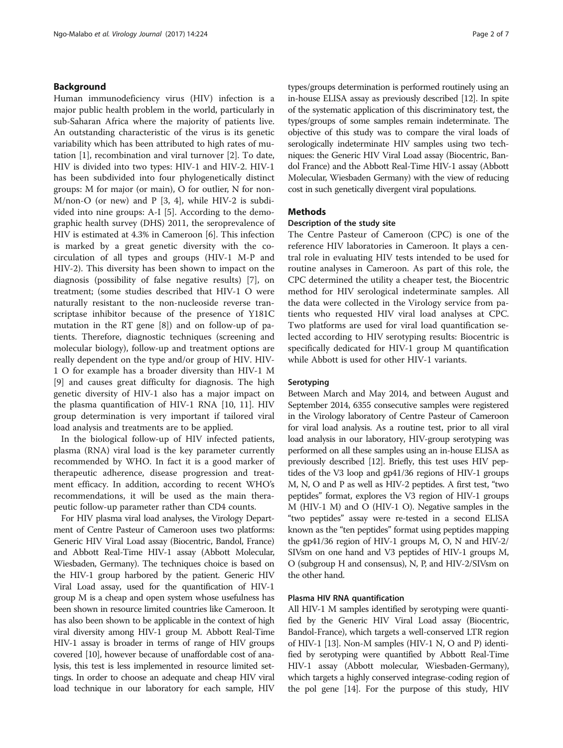## Background

Human immunodeficiency virus (HIV) infection is a major public health problem in the world, particularly in sub-Saharan Africa where the majority of patients live. An outstanding characteristic of the virus is its genetic variability which has been attributed to high rates of mutation [1], recombination and viral turnover [2]. To date, HIV is divided into two types: HIV-1 and HIV-2. HIV-1 has been subdivided into four phylogenetically distinct groups: M for major (or main), O for outlier, N for non-M/non-O (or new) and P [3, 4], while HIV-2 is subdivided into nine groups: A-I [5]. According to the demographic health survey (DHS) 2011, the seroprevalence of HIV is estimated at 4.3% in Cameroon [6]. This infection is marked by a great genetic diversity with the co-circulation of all types and groups (HIV-1 M-P and HIV-2). This diversity has been shown to impact on the diagnosis (possibility of false negative results) [7], on treatment; (some studies described that HIV-1 O were naturally resistant to the non-nucleoside reverse transcriptase inhibitor because of the presence of Y181C mutation in the RT gene [8]) and on follow-up of patients. Therefore, diagnostic techniques (screening and molecular biology), follow-up and treatment options are really dependent on the type and/or group of HIV. HIV-1 O for example has a broader diversity than HIV-1 M [9] and causes great difficulty for diagnosis. The high genetic diversity of HIV-1 also has a major impact on the plasma quantification of HIV-1 RNA [10, 11]. HIV group determination is very important if tailored viral load analysis and treatments are to be applied.

In the biological follow-up of HIV infected patients, plasma (RNA) viral load is the key parameter currently recommended by WHO. In fact it is a good marker of therapeutic adherence, disease progression and treatment efficacy. In addition, according to recent WHO's recommendations, it will be used as the main therapeutic follow-up parameter rather than CD4 counts.

For HIV plasma viral load analyses, the Virology Department of Centre Pasteur of Cameroon uses two platforms: Generic HIV Viral Load assay (Biocentric, Bandol, France) and Abbott Real-Time HIV-1 assay (Abbott Molecular, Wiesbaden, Germany). The techniques choice is based on the HIV-1 group harbored by the patient. Generic HIV Viral Load assay, used for the quantification of HIV-1 group M is a cheap and open system whose usefulness has been shown in resource limited countries like Cameroon. It has also been shown to be applicable in the context of high viral diversity among HIV-1 group M. Abbott Real-Time HIV-1 assay is broader in terms of range of HIV groups covered [10], however because of unaffordable cost of analysis, this test is less implemented in resource limited settings. In order to choose an adequate and cheap HIV viral load technique in our laboratory for each sample, HIV types/groups determination is performed routinely using an in-house ELISA assay as previously described [12]. In spite of the systematic application of this discriminatory test, the types/groups of some samples remain indeterminate. The objective of this study was to compare the viral loads of serologically indeterminate HIV samples using two techniques: the Generic HIV Viral Load assay (Biocentric, Bandol France) and the Abbott Real-Time HIV-1 assay (Abbott Molecular, Wiesbaden Germany) with the view of reducing cost in such genetically divergent viral populations.

## Methods

### Description of the study site

The Centre Pasteur of Cameroon (CPC) is one of the reference HIV laboratories in Cameroon. It plays a central role in evaluating HIV tests intended to be used for routine analyses in Cameroon. As part of this role, the CPC determined the utility a cheaper test, the Biocentric method for HIV serological indeterminate samples. All the data were collected in the Virology service from patients who requested HIV viral load analyses at CPC. Two platforms are used for viral load quantification selected according to HIV serotyping results: Biocentric is specifically dedicated for HIV-1 group M quantification while Abbott is used for other HIV-1 variants.

### Serotyping

Between March and May 2014, and between August and September 2014, 6355 consecutive samples were registered in the Virology laboratory of Centre Pasteur of Cameroon for viral load analysis. As a routine test, prior to all viral load analysis in our laboratory, HIV-group serotyping was performed on all these samples using an in-house ELISA as previously described [12]. Briefly, this test uses HIV peptides of the V3 loop and gp41/36 regions of HIV-1 groups M, N, O and P as well as HIV-2 peptides. A first test, "two peptides" format, explores the V3 region of HIV-1 groups M (HIV-1 M) and O (HIV-1 O). Negative samples in the "two peptides" assay were re-tested in a second ELISA known as the "ten peptides" format using peptides mapping the gp41/36 region of HIV-1 groups M, O, N and HIV-2/SIVsm on one hand and V3 peptides of HIV-1 groups M, O (subgroup H and consensus), N, P, and HIV-2/SIVsm on the other hand.

### Plasma HIV RNA quantification

All HIV-1 M samples identified by serotyping were quantified by the Generic HIV Viral Load assay (Biocentric, Bandol-France), which targets a well-conserved LTR region of HIV-1 [13]. Non-M samples (HIV-1 N, O and P) identified by serotyping were quantified by Abbott Real-Time HIV-1 assay (Abbott molecular, Wiesbaden-Germany), which targets a highly conserved integrase-coding region of the pol gene [14]. For the purpose of this study, HIV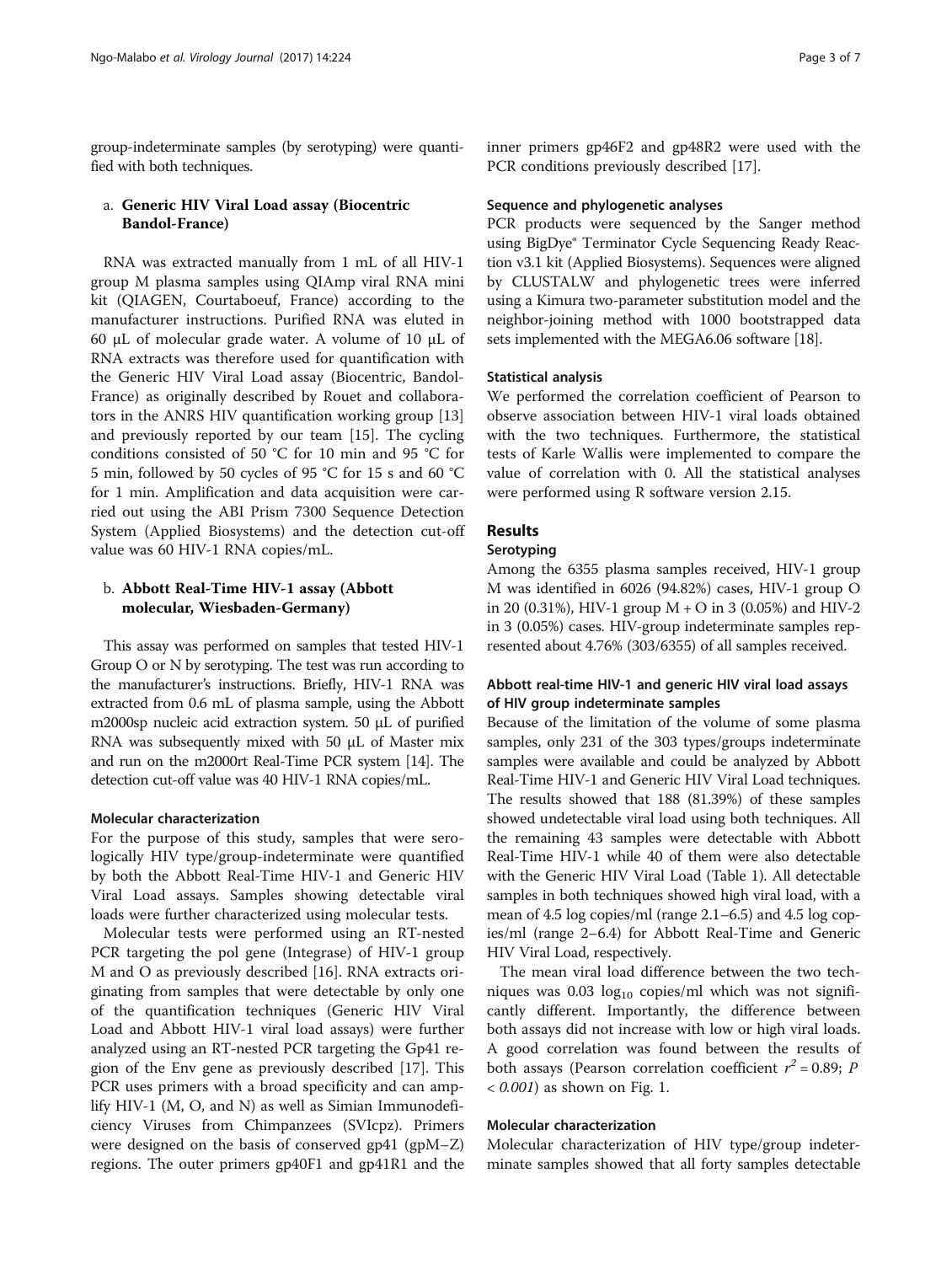group-indeterminate samples (by serotyping) were quantified with both techniques.

a. **Generic HIV Viral Load assay (Biocentric Bandol-France)**

RNA was extracted manually from 1 mL of all HIV-1 group M plasma samples using QIAmp viral RNA mini kit (QIAGEN, Courtaboeuf, France) according to the manufacturer instructions. Purified RNA was eluted in 60 μL of molecular grade water. A volume of 10 μL of RNA extracts was therefore used for quantification with the Generic HIV Viral Load assay (Biocentric, Bandol-France) as originally described by Rouet and collaborators in the ANRS HIV quantification working group [13] and previously reported by our team [15]. The cycling conditions consisted of 50 °C for 10 min and 95 °C for 5 min, followed by 50 cycles of 95 °C for 15 s and 60 °C for 1 min. Amplification and data acquisition were carried out using the ABI Prism 7300 Sequence Detection System (Applied Biosystems) and the detection cut-off value was 60 HIV-1 RNA copies/mL.

b. **Abbott Real-Time HIV-1 assay (Abbott molecular, Wiesbaden-Germany)**

This assay was performed on samples that tested HIV-1 Group O or N by serotyping. The test was run according to the manufacturer's instructions. Briefly, HIV-1 RNA was extracted from 0.6 mL of plasma sample, using the Abbott m2000sp nucleic acid extraction system. 50 μL of purified RNA was subsequently mixed with 50 μL of Master mix and run on the m2000rt Real-Time PCR system [14]. The detection cut-off value was 40 HIV-1 RNA copies/mL.

#### Molecular characterization

For the purpose of this study, samples that were serologically HIV type/group-indeterminate were quantified by both the Abbott Real-Time HIV-1 and Generic HIV Viral Load assays. Samples showing detectable viral loads were further characterized using molecular tests.

Molecular tests were performed using an RT-nested PCR targeting the pol gene (Integrase) of HIV-1 group M and O as previously described [16]. RNA extracts originating from samples that were detectable by only one of the quantification techniques (Generic HIV Viral Load and Abbott HIV-1 viral load assays) were further analyzed using an RT-nested PCR targeting the Gp41 region of the Env gene as previously described [17]. This PCR uses primers with a broad specificity and can amplify HIV-1 (M, O, and N) as well as Simian Immunodeficiency Viruses from Chimpanzees (SVIcpz). Primers were designed on the basis of conserved gp41 (gpM–Z) regions. The outer primers gp40F1 and gp41R1 and the inner primers gp46F2 and gp48R2 were used with the PCR conditions previously described [17].

#### Sequence and phylogenetic analyses

PCR products were sequenced by the Sanger method using BigDye® Terminator Cycle Sequencing Ready Reaction v3.1 kit (Applied Biosystems). Sequences were aligned by CLUSTALW and phylogenetic trees were inferred using a Kimura two-parameter substitution model and the neighbor-joining method with 1000 bootstrapped data sets implemented with the MEGA6.06 software [18].

#### Statistical analysis

We performed the correlation coefficient of Pearson to observe association between HIV-1 viral loads obtained with the two techniques. Furthermore, the statistical tests of Karle Wallis were implemented to compare the value of correlation with 0. All the statistical analyses were performed using R software version 2.15.

## Results

#### Serotyping

Among the 6355 plasma samples received, HIV-1 group M was identified in 6026 (94.82%) cases, HIV-1 group O in 20 (0.31%), HIV-1 group M + O in 3 (0.05%) and HIV-2 in 3 (0.05%) cases. HIV-group indeterminate samples represented about 4.76% (303/6355) of all samples received.

#### Abbott real-time HIV-1 and generic HIV viral load assays of HIV group indeterminate samples

Because of the limitation of the volume of some plasma samples, only 231 of the 303 types/groups indeterminate samples were available and could be analyzed by Abbott Real-Time HIV-1 and Generic HIV Viral Load techniques. The results showed that 188 (81.39%) of these samples showed undetectable viral load using both techniques. All the remaining 43 samples were detectable with Abbott Real-Time HIV-1 while 40 of them were also detectable with the Generic HIV Viral Load (Table 1). All detectable samples in both techniques showed high viral load, with a mean of 4.5 log copies/ml (range 2.1–6.5) and 4.5 log copies/ml (range 2–6.4) for Abbott Real-Time and Generic HIV Viral Load, respectively.

The mean viral load difference between the two techniques was 0.03 $\log_{10}$ copies/ml which was not significantly different. Importantly, the difference between both assays did not increase with low or high viral loads. A good correlation was found between the results of both assays (Pearson correlation coefficient $r^2 = 0.89$; $P < 0.001$) as shown on Fig. 1.

#### Molecular characterization

Molecular characterization of HIV type/group indeterminate samples showed that all forty samples detectable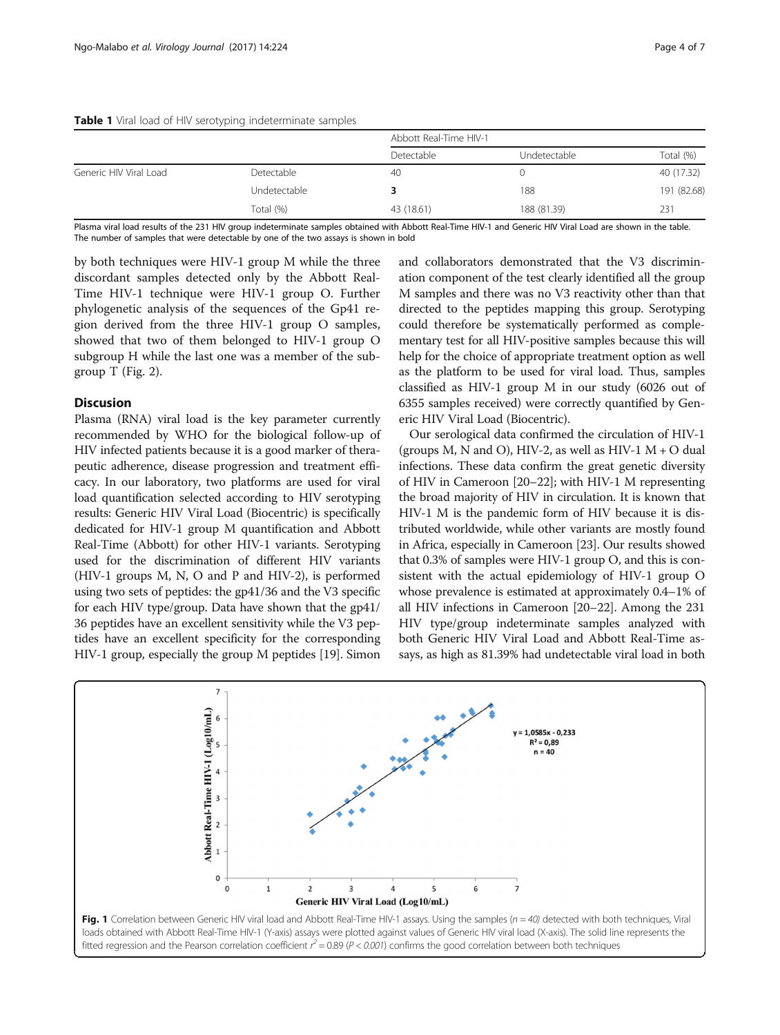**Table 1** Viral load of HIV serotyping indeterminate samples

| | | Abbott Real-Time HIV-1 | | |
|---|---|---|---|---|
| | | Detectable | Undetectable | Total (%) |
| Generic HIV Viral Load | Detectable | 40 | 0 | 40 (17.32) |
| | Undetectable | **3** | 188 | 191 (82.68) |
| | Total (%) | 43 (18.61) | 188 (81.39) | 231 |

Plasma viral load results of the 231 HIV group indeterminate samples obtained with Abbott Real-Time HIV-1 and Generic HIV Viral Load are shown in the table. The number of samples that were detectable by one of the two assays is shown in bold

by both techniques were HIV-1 group M while the three discordant samples detected only by the Abbott Real-Time HIV-1 technique were HIV-1 group O. Further phylogenetic analysis of the sequences of the Gp41 region derived from the three HIV-1 group O samples, showed that two of them belonged to HIV-1 group O subgroup H while the last one was a member of the subgroup T (Fig. 2).

## Discusion

Plasma (RNA) viral load is the key parameter currently recommended by WHO for the biological follow-up of HIV infected patients because it is a good marker of therapeutic adherence, disease progression and treatment efficacy. In our laboratory, two platforms are used for viral load quantification selected according to HIV serotyping results: Generic HIV Viral Load (Biocentric) is specifically dedicated for HIV-1 group M quantification and Abbott Real-Time (Abbott) for other HIV-1 variants. Serotyping used for the discrimination of different HIV variants (HIV-1 groups M, N, O and P and HIV-2), is performed using two sets of peptides: the gp41/36 and the V3 specific for each HIV type/group. Data have shown that the gp41/36 peptides have an excellent sensitivity while the V3 peptides have an excellent specificity for the corresponding HIV-1 group, especially the group M peptides [19]. Simon and collaborators demonstrated that the V3 discrimination component of the test clearly identified all the group M samples and there was no V3 reactivity other than that directed to the peptides mapping this group. Serotyping could therefore be systematically performed as complementary test for all HIV-positive samples because this will help for the choice of appropriate treatment option as well as the platform to be used for viral load. Thus, samples classified as HIV-1 group M in our study (6026 out of 6355 samples received) were correctly quantified by Generic HIV Viral Load (Biocentric).

Our serological data confirmed the circulation of HIV-1 (groups M, N and O), HIV-2, as well as HIV-1 M + O dual infections. These data confirm the great genetic diversity of HIV in Cameroon [20–22]; with HIV-1 M representing the broad majority of HIV in circulation. It is known that HIV-1 M is the pandemic form of HIV because it is distributed worldwide, while other variants are mostly found in Africa, especially in Cameroon [23]. Our results showed that 0.3% of samples were HIV-1 group O, and this is consistent with the actual epidemiology of HIV-1 group O whose prevalence is estimated at approximately 0.4–1% of all HIV infections in Cameroon [20–22]. Among the 231 HIV type/group indeterminate samples analyzed with both Generic HIV Viral Load and Abbott Real-Time assays, as high as 81.39% had undetectable viral load in both

**Fig. 1** Correlation between Generic HIV viral load and Abbott Real-Time HIV-1 assays. Using the samples ($n = 40$) detected with both techniques, Viral loads obtained with Abbott Real-Time HIV-1 (Y-axis) assays were plotted against values of Generic HIV viral load (X-axis). The solid line represents the fitted regression and the Pearson correlation coefficient $r^2 = 0.89$ ($P < 0.001$) confirms the good correlation between both techniques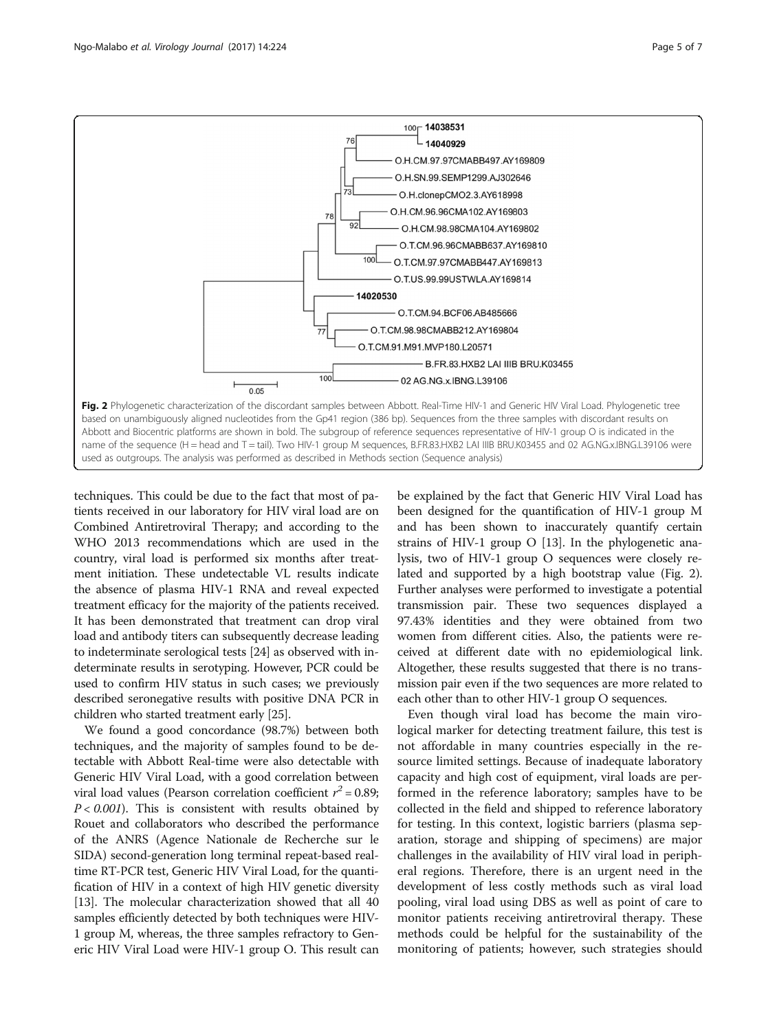**Fig. 2** Phylogenetic characterization of the discordant samples between Abbott. Real-Time HIV-1 and Generic HIV Viral Load. Phylogenetic tree based on unambiguously aligned nucleotides from the Gp41 region (386 bp). Sequences from the three samples with discordant results on Abbott and Biocentric platforms are shown in bold. The subgroup of reference sequences representative of HIV-1 group O is indicated in the name of the sequence (H = head and T = tail). Two HIV-1 group M sequences, B.FR.83.HXB2 LAI IIIB BRU.K03455 and 02 AG.NG.x.IBNG.L39106 were used as outgroups. The analysis was performed as described in Methods section (Sequence analysis)

techniques. This could be due to the fact that most of patients received in our laboratory for HIV viral load are on Combined Antiretroviral Therapy; and according to the WHO 2013 recommendations which are used in the country, viral load is performed six months after treatment initiation. These undetectable VL results indicate the absence of plasma HIV-1 RNA and reveal expected treatment efficacy for the majority of the patients received. It has been demonstrated that treatment can drop viral load and antibody titers can subsequently decrease leading to indeterminate serological tests [24] as observed with indeterminate results in serotyping. However, PCR could be used to confirm HIV status in such cases; we previously described seronegative results with positive DNA PCR in children who started treatment early [25].

We found a good concordance (98.7%) between both techniques, and the majority of samples found to be detectable with Abbott Real-time were also detectable with Generic HIV Viral Load, with a good correlation between viral load values (Pearson correlation coefficient $r^2 = 0.89$; $P < 0.001$). This is consistent with results obtained by Rouet and collaborators who described the performance of the ANRS (Agence Nationale de Recherche sur le SIDA) second-generation long terminal repeat-based real-time RT-PCR test, Generic HIV Viral Load, for the quantification of HIV in a context of high HIV genetic diversity [13]. The molecular characterization showed that all 40 samples efficiently detected by both techniques were HIV-1 group M, whereas, the three samples refractory to Generic HIV Viral Load were HIV-1 group O. This result can be explained by the fact that Generic HIV Viral Load has been designed for the quantification of HIV-1 group M and has been shown to inaccurately quantify certain strains of HIV-1 group O [13]. In the phylogenetic analysis, two of HIV-1 group O sequences were closely related and supported by a high bootstrap value (Fig. 2). Further analyses were performed to investigate a potential transmission pair. These two sequences displayed a 97.43% identities and they were obtained from two women from different cities. Also, the patients were received at different date with no epidemiological link. Altogether, these results suggested that there is no transmission pair even if the two sequences are more related to each other than to other HIV-1 group O sequences.

Even though viral load has become the main virological marker for detecting treatment failure, this test is not affordable in many countries especially in the resource limited settings. Because of inadequate laboratory capacity and high cost of equipment, viral loads are performed in the reference laboratory; samples have to be collected in the field and shipped to reference laboratory for testing. In this context, logistic barriers (plasma separation, storage and shipping of specimens) are major challenges in the availability of HIV viral load in peripheral regions. Therefore, there is an urgent need in the development of less costly methods such as viral load pooling, viral load using DBS as well as point of care to monitor patients receiving antiretroviral therapy. These methods could be helpful for the sustainability of the monitoring of patients; however, such strategies should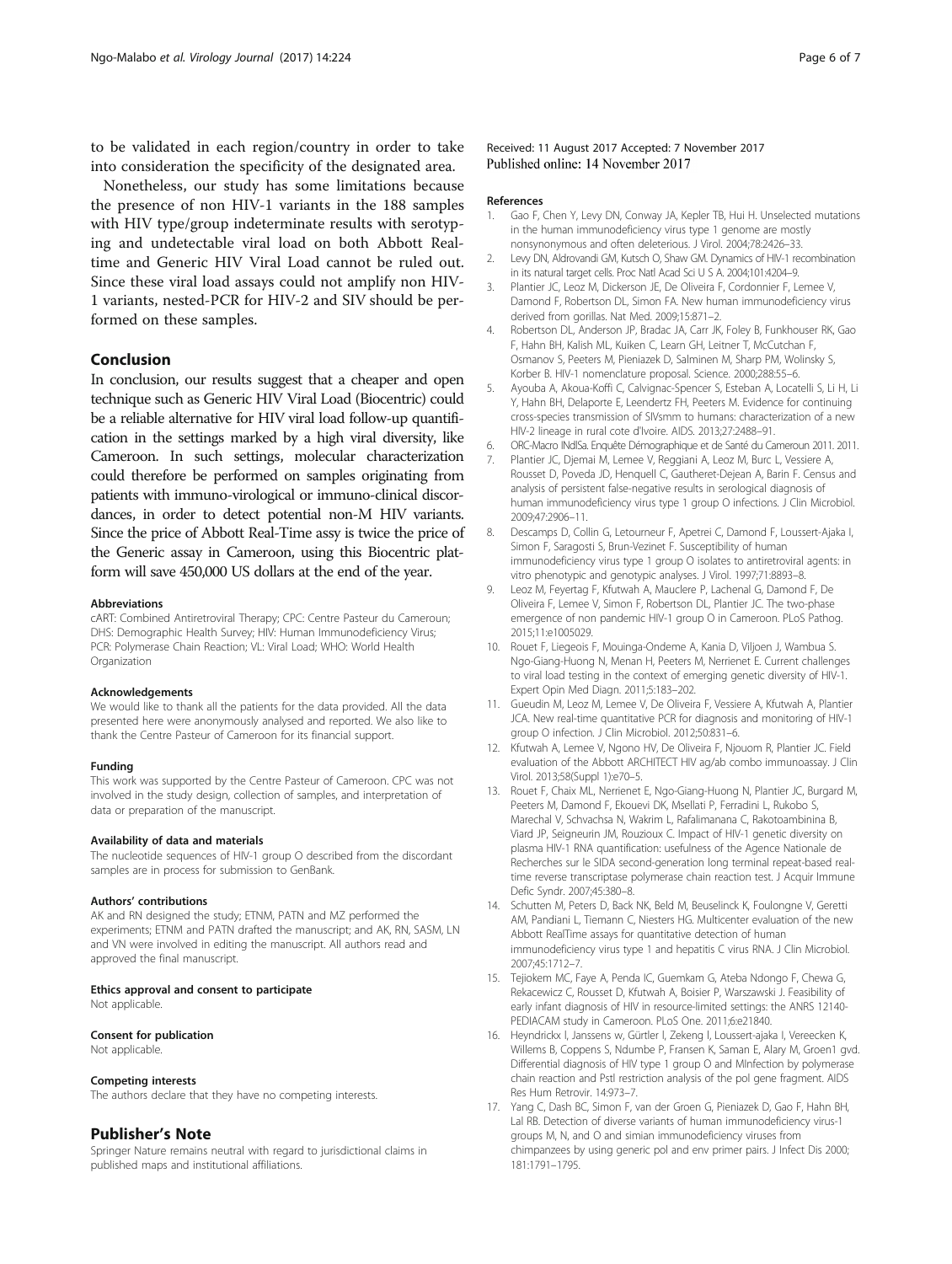to be validated in each region/country in order to take into consideration the specificity of the designated area.

Nonetheless, our study has some limitations because the presence of non HIV-1 variants in the 188 samples with HIV type/group indeterminate results with serotyping and undetectable viral load on both Abbott Realtime and Generic HIV Viral Load cannot be ruled out. Since these viral load assays could not amplify non HIV-1 variants, nested-PCR for HIV-2 and SIV should be performed on these samples.

## Conclusion

In conclusion, our results suggest that a cheaper and open technique such as Generic HIV Viral Load (Biocentric) could be a reliable alternative for HIV viral load follow-up quantification in the settings marked by a high viral diversity, like Cameroon. In such settings, molecular characterization could therefore be performed on samples originating from patients with immuno-virological or immuno-clinical discordances, in order to detect potential non-M HIV variants. Since the price of Abbott Real-Time assy is twice the price of the Generic assay in Cameroon, using this Biocentric platform will save 450,000 US dollars at the end of the year.

#### Abbreviations

cART: Combined Antiretroviral Therapy; CPC: Centre Pasteur du Cameroun; DHS: Demographic Health Survey; HIV: Human Immunodeficiency Virus; PCR: Polymerase Chain Reaction; VL: Viral Load; WHO: World Health Organization

#### Acknowledgements

We would like to thank all the patients for the data provided. All the data presented here were anonymously analysed and reported. We also like to thank the Centre Pasteur of Cameroon for its financial support.

#### Funding

This work was supported by the Centre Pasteur of Cameroon. CPC was not involved in the study design, collection of samples, and interpretation of data or preparation of the manuscript.

#### Availability of data and materials

The nucleotide sequences of HIV-1 group O described from the discordant samples are in process for submission to GenBank.

#### Authors' contributions

AK and RN designed the study; ETNM, PATN and MZ performed the experiments; ETNM and PATN drafted the manuscript; and AK, RN, SASM, LN and VN were involved in editing the manuscript. All authors read and approved the final manuscript.

#### Ethics approval and consent to participate

Not applicable.

#### Consent for publication

Not applicable.

#### Competing interests

The authors declare that they have no competing interests.

## Publisher's Note

Springer Nature remains neutral with regard to jurisdictional claims in published maps and institutional affiliations.

Received: 11 August 2017 Accepted: 7 November 2017
Published online: 14 November 2017

#### References

1. Gao F, Chen Y, Levy DN, Conway JA, Kepler TB, Hui H. Unselected mutations in the human immunodeficiency virus type 1 genome are mostly nonsynonymous and often deleterious. J Virol. 2004;78:2426–33.
2. Levy DN, Aldrovandi GM, Kutsch O, Shaw GM. Dynamics of HIV-1 recombination in its natural target cells. Proc Natl Acad Sci U S A. 2004;101:4204–9.
3. Plantier JC, Leoz M, Dickerson JE, De Oliveira F, Cordonnier F, Lemee V, Damond F, Robertson DL, Simon FA. New human immunodeficiency virus derived from gorillas. Nat Med. 2009;15:871–2.
4. Robertson DL, Anderson JP, Bradac JA, Carr JK, Foley B, Funkhouser RK, Gao F, Hahn BH, Kalish ML, Kuiken C, Learn GH, Leitner T, McCutchan F, Osmanov S, Peeters M, Pieniazek D, Salminen M, Sharp PM, Wolinsky S, Korber B. HIV-1 nomenclature proposal. Science. 2000;288:55–6.
5. Ayouba A, Akoua-Koffi C, Calvignac-Spencer S, Esteban A, Locatelli S, Li H, Li Y, Hahn BH, Delaporte E, Leendertz FH, Peeters M. Evidence for continuing cross-species transmission of SIVsmm to humans: characterization of a new HIV-2 lineage in rural cote d'Ivoire. AIDS. 2013;27:2488–91.
6. ORC-Macro INdlSa. Enquête Démographique et de Santé du Cameroun 2011. 2011.
7. Plantier JC, Djemai M, Lemee V, Reggiani A, Leoz M, Burc L, Vessiere A, Rousset D, Poveda JD, Henquell C, Gautheret-Dejean A, Barin F. Census and analysis of persistent false-negative results in serological diagnosis of human immunodeficiency virus type 1 group O infections. J Clin Microbiol. 2009;47:2906–11.
8. Descamps D, Collin G, Letourneur F, Apetrei C, Damond F, Loussert-Ajaka I, Simon F, Saragosti S, Brun-Vezinet F. Susceptibility of human immunodeficiency virus type 1 group O isolates to antiretroviral agents: in vitro phenotypic and genotypic analyses. J Virol. 1997;71:8893–8.
9. Leoz M, Feyertag F, Kfutwah A, Mauclere P, Lachenal G, Damond F, De Oliveira F, Lemee V, Simon F, Robertson DL, Plantier JC. The two-phase emergence of non pandemic HIV-1 group O in Cameroon. PLoS Pathog. 2015;11:e1005029.
10. Rouet F, Liegeois F, Mouinga-Ondeme A, Kania D, Viljoen J, Wambua S. Ngo-Giang-Huong N, Menan H, Peeters M, Nerrienet E. Current challenges to viral load testing in the context of emerging genetic diversity of HIV-1. Expert Opin Med Diagn. 2011;5:183–202.
11. Gueudin M, Leoz M, Lemee V, De Oliveira F, Vessiere A, Kfutwah A, Plantier JCA. New real-time quantitative PCR for diagnosis and monitoring of HIV-1 group O infection. J Clin Microbiol. 2012;50:831–6.
12. Kfutwah A, Lemee V, Ngono HV, De Oliveira F, Njouom R, Plantier JC. Field evaluation of the Abbott ARCHITECT HIV ag/ab combo immunoassay. J Clin Virol. 2013;58(Suppl 1):e70–5.
13. Rouet F, Chaix ML, Nerrienet E, Ngo-Giang-Huong N, Plantier JC, Burgard M, Peeters M, Damond F, Ekouevi DK, Msellati P, Ferradini L, Rukobo S, Marechal V, Schvachsa N, Wakrim L, Rafalimanana C, Rakotoambinina B, Viard JP, Seigneurin JM, Rouzioux C. Impact of HIV-1 genetic diversity on plasma HIV-1 RNA quantification: usefulness of the Agence Nationale de Recherches sur le SIDA second-generation long terminal repeat-based real-time reverse transcriptase polymerase chain reaction test. J Acquir Immune Defic Syndr. 2007;45:380–8.
14. Schutten M, Peters D, Back NK, Beld M, Beuselinck K, Foulongne V, Geretti AM, Pandiani L, Tiemann C, Niesters HG. Multicenter evaluation of the new Abbott RealTime assays for quantitative detection of human immunodeficiency virus type 1 and hepatitis C virus RNA. J Clin Microbiol. 2007;45:1712–7.
15. Tejiokem MC, Faye A, Penda IC, Guemkam G, Ateba Ndongo F, Chewa G, Rekacewicz C, Rousset D, Kfutwah A, Boisier P, Warszawski J. Feasibility of early infant diagnosis of HIV in resource-limited settings: the ANRS 12140-PEDIACAM study in Cameroon. PLoS One. 2011;6:e21840.
16. Heyndrickx I, Janssens w, Gürtler I, Zekeng I, Loussert-ajaka I, Vereecken K, Willems B, Coppens S, Ndumbe P, Fransen K, Saman E, Alary M, Groen1 gvd. Differential diagnosis of HIV type 1 group O and MInfection by polymerase chain reaction and PstI restriction analysis of the pol gene fragment. AIDS Res Hum Retrovir. 14:973–7.
17. Yang C, Dash BC, Simon F, van der Groen G, Pieniazek D, Gao F, Hahn BH, Lal RB. Detection of diverse variants of human immunodeficiency virus-1 groups M, N, and O and simian immunodeficiency viruses from chimpanzees by using generic pol and env primer pairs. J Infect Dis 2000; 181:1791–1795.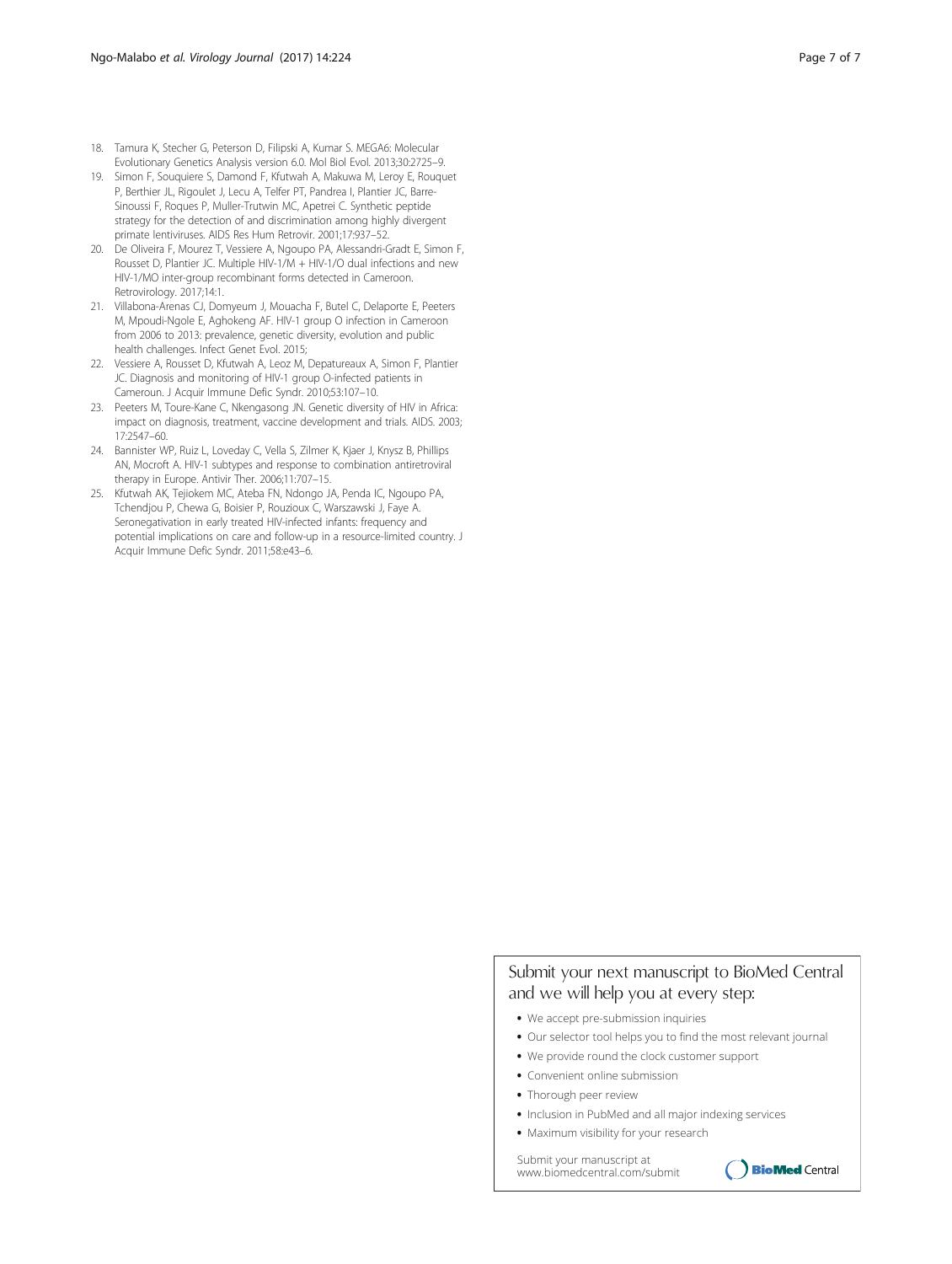18. Tamura K, Stecher G, Peterson D, Filipski A, Kumar S. MEGA6: Molecular Evolutionary Genetics Analysis version 6.0. Mol Biol Evol. 2013;30:2725–9.
19. Simon F, Souquiere S, Damond F, Kfutwah A, Makuwa M, Leroy E, Rouquet P, Berthier JL, Rigoulet J, Lecu A, Telfer PT, Pandrea I, Plantier JC, Barre-Sinoussi F, Roques P, Muller-Trutwin MC, Apetrei C. Synthetic peptide strategy for the detection of and discrimination among highly divergent primate lentiviruses. AIDS Res Hum Retrovir. 2001;17:937–52.
20. De Oliveira F, Mourez T, Vessiere A, Ngoupo PA, Alessandri-Gradt E, Simon F, Rousset D, Plantier JC. Multiple HIV-1/M + HIV-1/O dual infections and new HIV-1/MO inter-group recombinant forms detected in Cameroon. Retrovirology. 2017;14:1.
21. Villabona-Arenas CJ, Domyeum J, Mouacha F, Butel C, Delaporte E, Peeters M, Mpoudi-Ngole E, Aghokeng AF. HIV-1 group O infection in Cameroon from 2006 to 2013: prevalence, genetic diversity, evolution and public health challenges. Infect Genet Evol. 2015;
22. Vessiere A, Rousset D, Kfutwah A, Leoz M, Depatureaux A, Simon F, Plantier JC. Diagnosis and monitoring of HIV-1 group O-infected patients in Cameroun. J Acquir Immune Defic Syndr. 2010;53:107–10.
23. Peeters M, Toure-Kane C, Nkengasong JN. Genetic diversity of HIV in Africa: impact on diagnosis, treatment, vaccine development and trials. AIDS. 2003;17:2547–60.
24. Bannister WP, Ruiz L, Loveday C, Vella S, Zilmer K, Kjaer J, Knysz B, Phillips AN, Mocroft A. HIV-1 subtypes and response to combination antiretroviral therapy in Europe. Antivir Ther. 2006;11:707–15.
25. Kfutwah AK, Tejiokem MC, Ateba FN, Ndongo JA, Penda IC, Ngoupo PA, Tchendjou P, Chewa G, Boisier P, Rouzioux C, Warszawski J, Faye A. Seronegativation in early treated HIV-infected infants: frequency and potential implications on care and follow-up in a resource-limited country. J Acquir Immune Defic Syndr. 2011;58:e43–6.

Submit your next manuscript to BioMed Central and we will help you at every step:

- We accept pre-submission inquiries
- Our selector tool helps you to find the most relevant journal
- We provide round the clock customer support
- Convenient online submission
- Thorough peer review
- Inclusion in PubMed and all major indexing services
- Maximum visibility for your research

Submit your manuscript at
www.biomedcentral.com/submit

BioMed Central